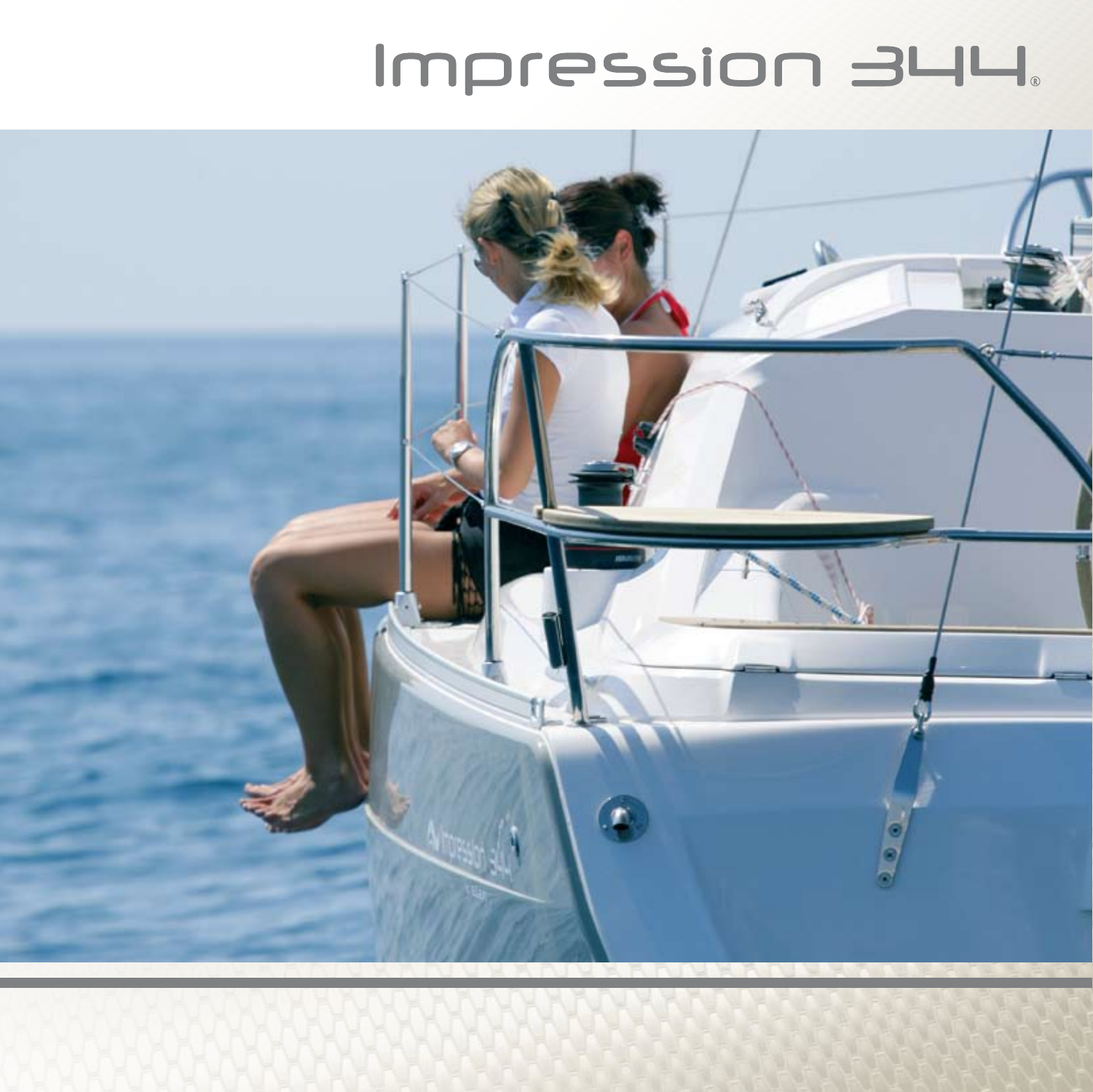# Impression 344®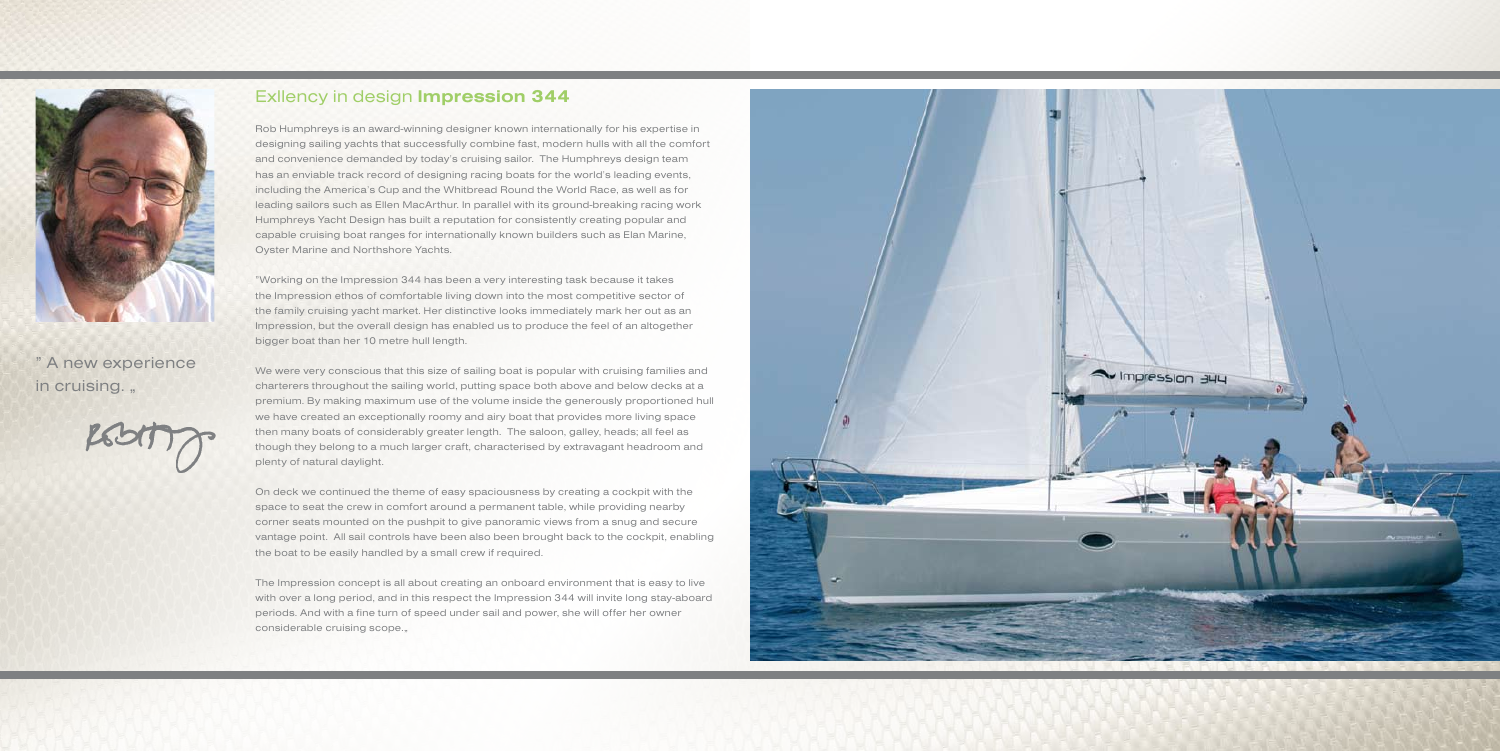## Exllency in design **Impression 344**

" A new experience in cruising. „

Rob Humphreys is an award-winning designer known internationally for his expertise in designing sailing yachts that successfully combine fast, modern hulls with all the comfort and convenience demanded by today's cruising sailor. The Humphreys design team has an enviable track record of designing racing boats for the world's leading events, including the America's Cup and the Whitbread Round the World Race, as well as for leading sailors such as Ellen MacArthur. In parallel with its ground-breaking racing work Humphreys Yacht Design has built a reputation for consistently creating popular and capable cruising boat ranges for internationally known builders such as Elan Marine, Oyster Marine and Northshore Yachts.

"Working on the Impression 344 has been a very interesting task because it takes the Impression ethos of comfortable living down into the most competitive sector of the family cruising yacht market. Her distinctive looks immediately mark her out as an Impression, but the overall design has enabled us to produce the feel of an altogether bigger boat than her 10 metre hull length.

We were very conscious that this size of sailing boat is popular with cruising families and charterers throughout the sailing world, putting space both above and below decks at a premium. By making maximum use of the volume inside the generously proportioned hull we have created an exceptionally roomy and airy boat that provides more living space then many boats of considerably greater length. The saloon, galley, heads; all feel as though they belong to a much larger craft, characterised by extravagant headroom and plenty of natural daylight.

On deck we continued the theme of easy spaciousness by creating a cockpit with the space to seat the crew in comfort around a permanent table, while providing nearby corner seats mounted on the pushpit to give panoramic views from a snug and secure vantage point. All sail controls have been also been brought back to the cockpit, enabling the boat to be easily handled by a small crew if required.

The Impression concept is all about creating an onboard environment that is easy to live with over a long period, and in this respect the Impression 344 will invite long stay-aboard periods. And with a fine turn of speed under sail and power, she will offer her owner considerable cruising scope.„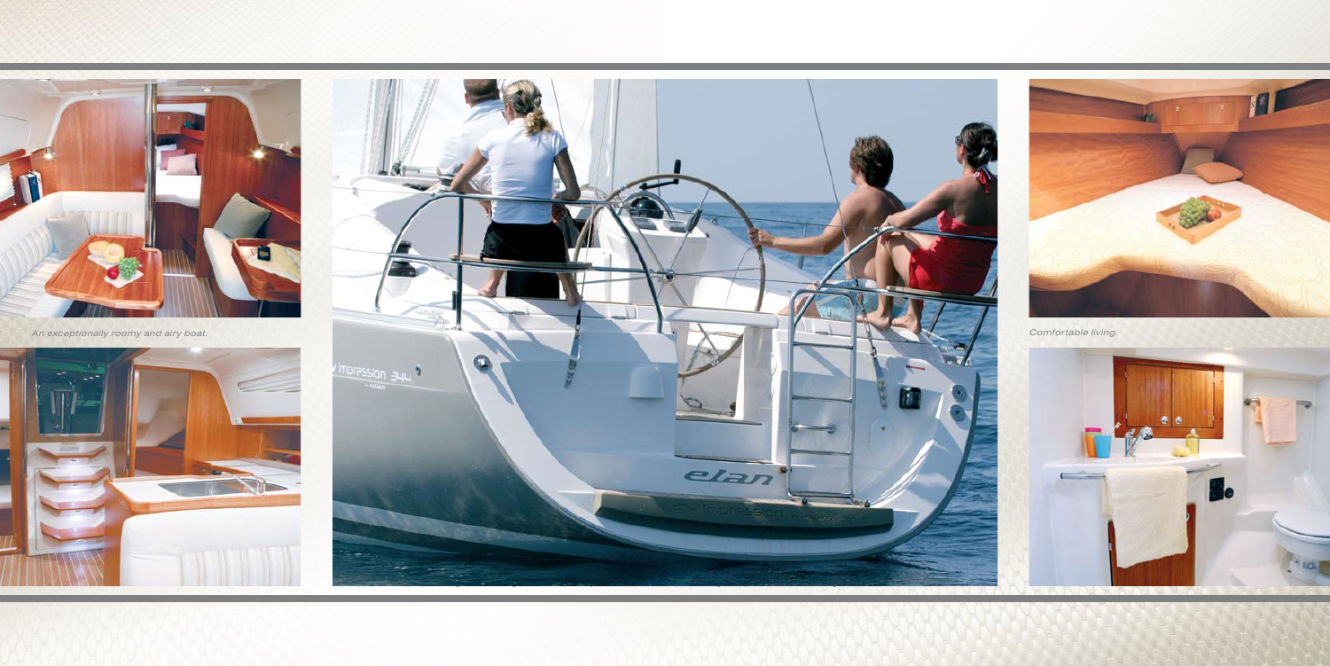*An exceptionally roomy and airy boat.*

*Comfortable living.*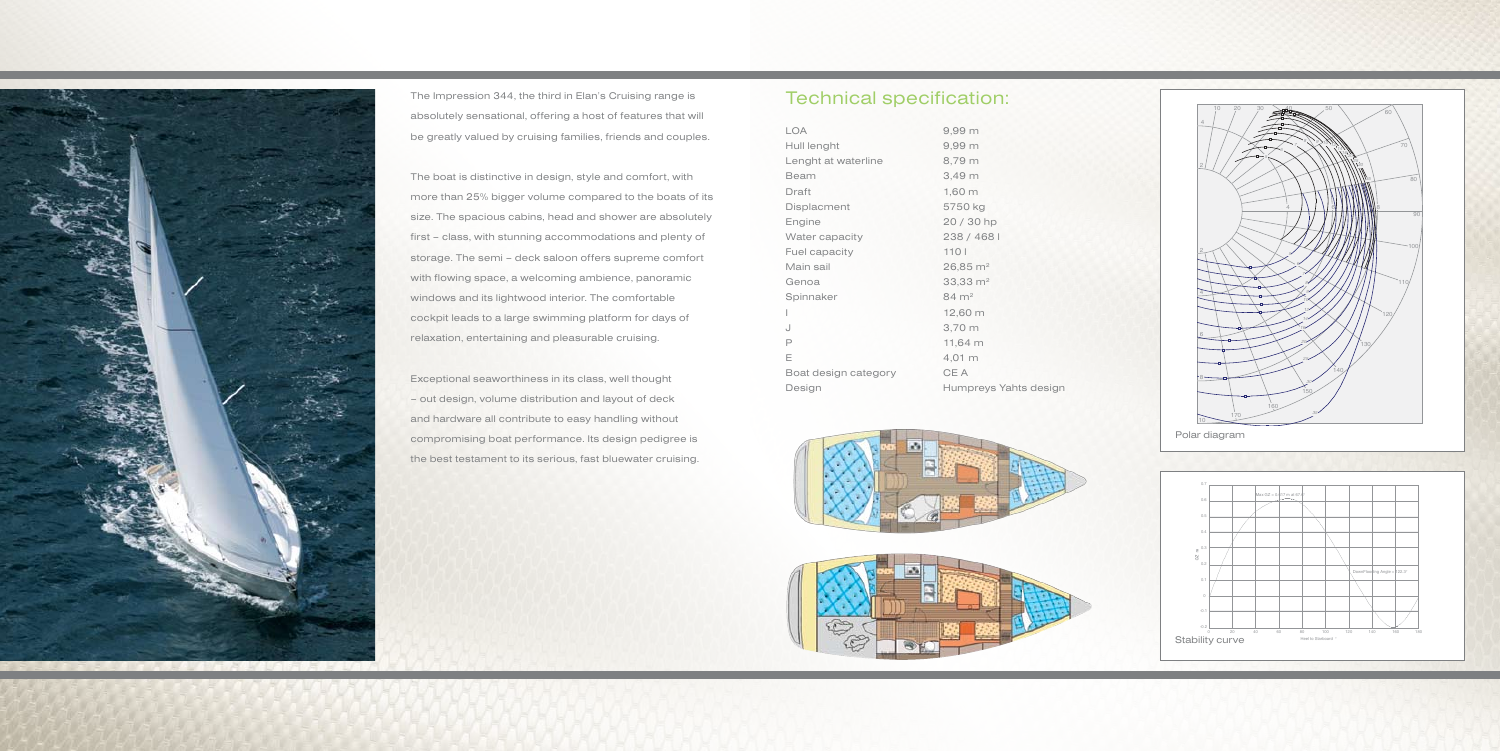The Impression 344, the third in Elan's Cruising range is absolutely sensational, offering a host of features that will be greatly valued by cruising families, friends and couples.

The boat is distinctive in design, style and comfort, with more than 25% bigger volume compared to the boats of its size. The spacious cabins, head and shower are absolutely first – class, with stunning accommodations and plenty of storage. The semi – deck saloon offers supreme comfort with flowing space, a welcoming ambience, panoramic windows and its lightwood interior. The comfortable cockpit leads to a large swimming platform for days of relaxation, entertaining and pleasurable cruising.

Exceptional seaworthiness in its class, well thought – out design, volume distribution and layout of deck and hardware all contribute to easy handling without compromising boat performance. Its design pedigree is the best testament to its serious, fast bluewater cruising.

## Technical specification:

| | |
|---|---|
| LOA | 9,99 m |
| Hull lenght | 9,99 m |
| Lenght at waterline | 8,79 m |
| Beam | 3,49 m |
| Draft | 1,60 m |
| Displacment | 5750 kg |
| Engine | 20 / 30 hp |
| Water capacity | 238 / 468 l |
| Fuel capacity | 110 l |
| Main sail | 26,85 m² |
| Genoa | 33,33 m² |
| Spinnaker | 84 m² |
| I | 12,60 m |
| J | 3,70 m |
| P | 11,64 m |
| E | 4,01 m |
| Boat design category | CE A |
| Design | Humpreys Yahts design |

Polar diagram

Stability curve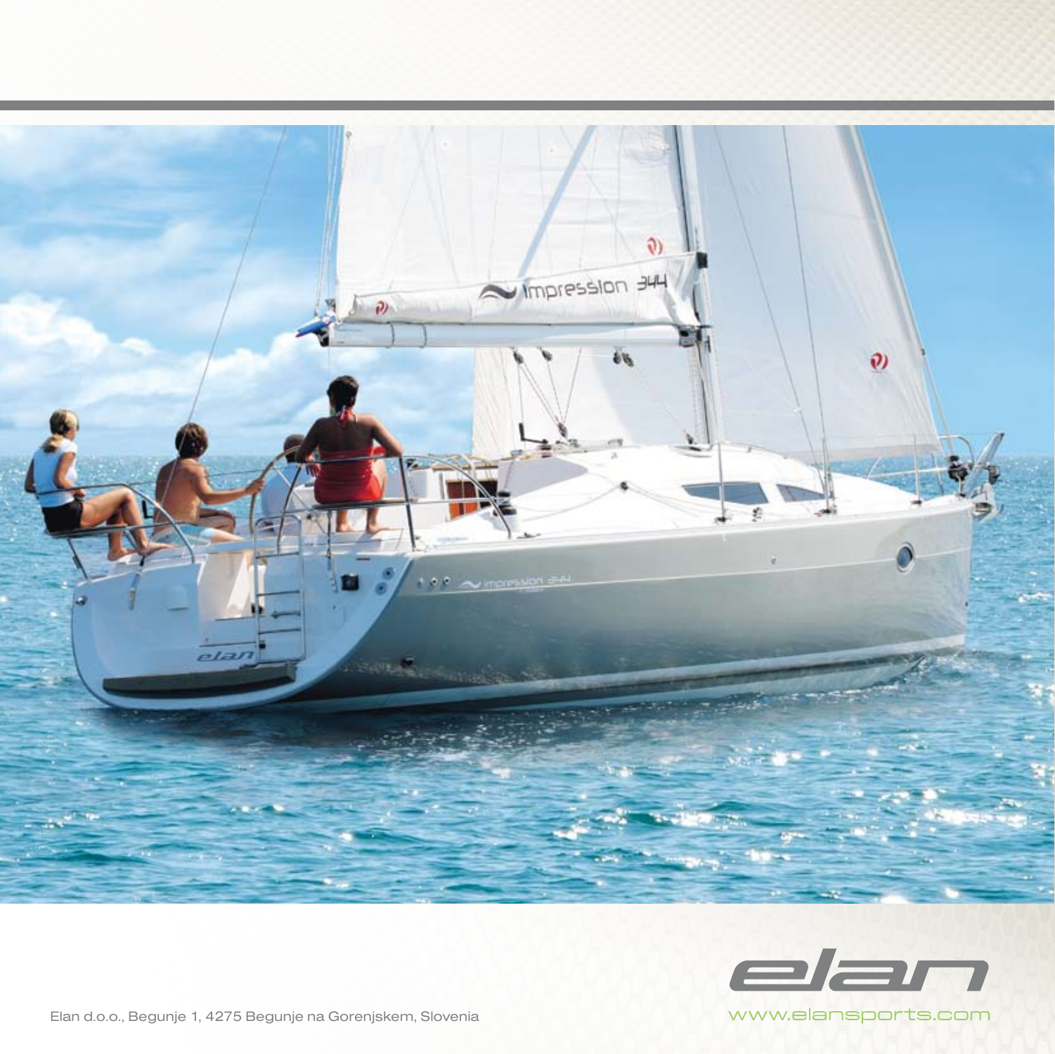Elan d.o.o., Begunje 1, 4275 Begunje na Gorenjskem, Slovenia

elan

www.elansports.com